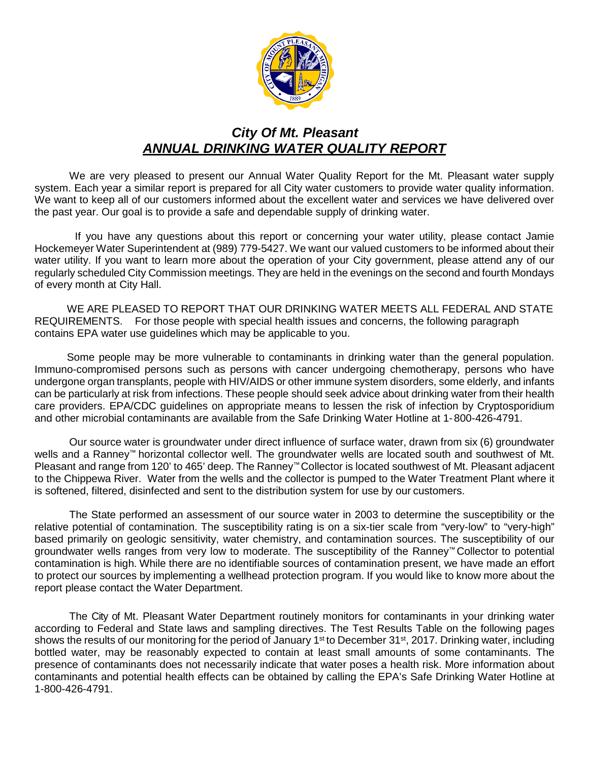# *City Of Mt. Pleasant*

## ***ANNUAL DRINKING WATER QUALITY REPORT***

We are very pleased to present our Annual Water Quality Report for the Mt. Pleasant water supply system. Each year a similar report is prepared for all City water customers to provide water quality information. We want to keep all of our customers informed about the excellent water and services we have delivered over the past year. Our goal is to provide a safe and dependable supply of drinking water.

If you have any questions about this report or concerning your water utility, please contact Jamie Hockemeyer Water Superintendent at (989) 779-5427. We want our valued customers to be informed about their water utility. If you want to learn more about the operation of your City government, please attend any of our regularly scheduled City Commission meetings. They are held in the evenings on the second and fourth Mondays of every month at City Hall.

WE ARE PLEASED TO REPORT THAT OUR DRINKING WATER MEETS ALL FEDERAL AND STATE REQUIREMENTS. For those people with special health issues and concerns, the following paragraph contains EPA water use guidelines which may be applicable to you.

Some people may be more vulnerable to contaminants in drinking water than the general population. Immuno-compromised persons such as persons with cancer undergoing chemotherapy, persons who have undergone organ transplants, people with HIV/AIDS or other immune system disorders, some elderly, and infants can be particularly at risk from infections. These people should seek advice about drinking water from their health care providers. EPA/CDC guidelines on appropriate means to lessen the risk of infection by Cryptosporidium and other microbial contaminants are available from the Safe Drinking Water Hotline at 1-800-426-4791.

Our source water is groundwater under direct influence of surface water, drawn from six (6) groundwater wells and a Ranney™ horizontal collector well. The groundwater wells are located south and southwest of Mt. Pleasant and range from 120' to 465' deep. The Ranney™ Collector is located southwest of Mt. Pleasant adjacent to the Chippewa River. Water from the wells and the collector is pumped to the Water Treatment Plant where it is softened, filtered, disinfected and sent to the distribution system for use by our customers.

The State performed an assessment of our source water in 2003 to determine the susceptibility or the relative potential of contamination. The susceptibility rating is on a six-tier scale from "very-low" to "very-high" based primarily on geologic sensitivity, water chemistry, and contamination sources. The susceptibility of our groundwater wells ranges from very low to moderate. The susceptibility of the Ranney™ Collector to potential contamination is high. While there are no identifiable sources of contamination present, we have made an effort to protect our sources by implementing a wellhead protection program. If you would like to know more about the report please contact the Water Department.

The City of Mt. Pleasant Water Department routinely monitors for contaminants in your drinking water according to Federal and State laws and sampling directives. The Test Results Table on the following pages shows the results of our monitoring for the period of January 1st to December 31st, 2017. Drinking water, including bottled water, may be reasonably expected to contain at least small amounts of some contaminants. The presence of contaminants does not necessarily indicate that water poses a health risk. More information about contaminants and potential health effects can be obtained by calling the EPA's Safe Drinking Water Hotline at 1-800-426-4791.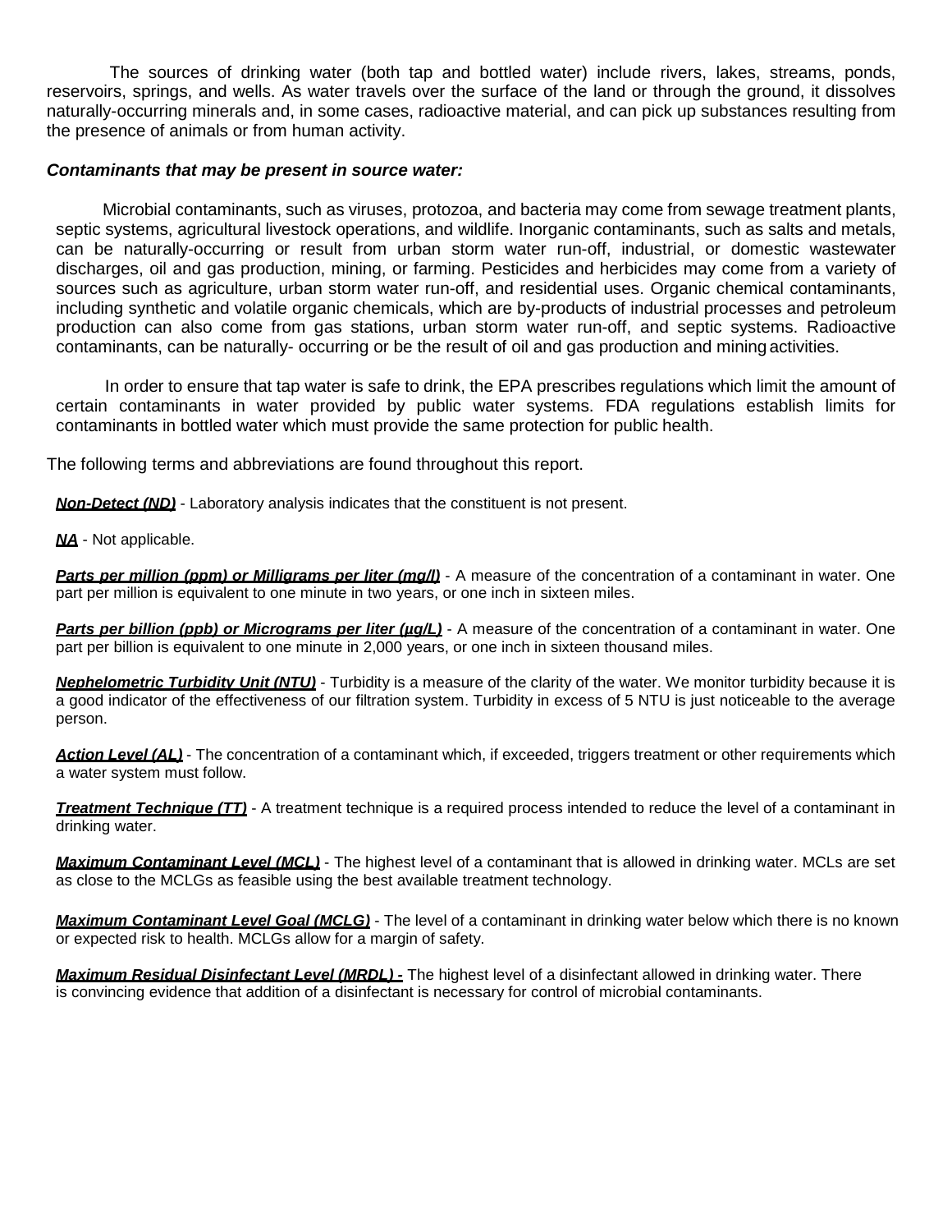The sources of drinking water (both tap and bottled water) include rivers, lakes, streams, ponds, reservoirs, springs, and wells. As water travels over the surface of the land or through the ground, it dissolves naturally-occurring minerals and, in some cases, radioactive material, and can pick up substances resulting from the presence of animals or from human activity.

***Contaminants that may be present in source water:***

Microbial contaminants, such as viruses, protozoa, and bacteria may come from sewage treatment plants, septic systems, agricultural livestock operations, and wildlife. Inorganic contaminants, such as salts and metals, can be naturally-occurring or result from urban storm water run-off, industrial, or domestic wastewater discharges, oil and gas production, mining, or farming. Pesticides and herbicides may come from a variety of sources such as agriculture, urban storm water run-off, and residential uses. Organic chemical contaminants, including synthetic and volatile organic chemicals, which are by-products of industrial processes and petroleum production can also come from gas stations, urban storm water run-off, and septic systems. Radioactive contaminants, can be naturally- occurring or be the result of oil and gas production and mining activities.

In order to ensure that tap water is safe to drink, the EPA prescribes regulations which limit the amount of certain contaminants in water provided by public water systems. FDA regulations establish limits for contaminants in bottled water which must provide the same protection for public health.

The following terms and abbreviations are found throughout this report.

***Non-Detect (ND)*** - Laboratory analysis indicates that the constituent is not present.

***NA*** - Not applicable.

***Parts per million (ppm) or Milligrams per liter (mg/l)*** - A measure of the concentration of a contaminant in water. One part per million is equivalent to one minute in two years, or one inch in sixteen miles.

***Parts per billion (ppb) or Micrograms per liter (μg/L)*** - A measure of the concentration of a contaminant in water. One part per billion is equivalent to one minute in 2,000 years, or one inch in sixteen thousand miles.

***Nephelometric Turbidity Unit (NTU)*** - Turbidity is a measure of the clarity of the water. We monitor turbidity because it is a good indicator of the effectiveness of our filtration system. Turbidity in excess of 5 NTU is just noticeable to the average person.

***Action Level (AL)*** - The concentration of a contaminant which, if exceeded, triggers treatment or other requirements which a water system must follow.

***Treatment Technique (TT)*** - A treatment technique is a required process intended to reduce the level of a contaminant in drinking water.

***Maximum Contaminant Level (MCL)*** - The highest level of a contaminant that is allowed in drinking water. MCLs are set as close to the MCLGs as feasible using the best available treatment technology.

***Maximum Contaminant Level Goal (MCLG)*** - The level of a contaminant in drinking water below which there is no known or expected risk to health. MCLGs allow for a margin of safety.

***Maximum Residual Disinfectant Level (MRDL) -*** The highest level of a disinfectant allowed in drinking water. There is convincing evidence that addition of a disinfectant is necessary for control of microbial contaminants.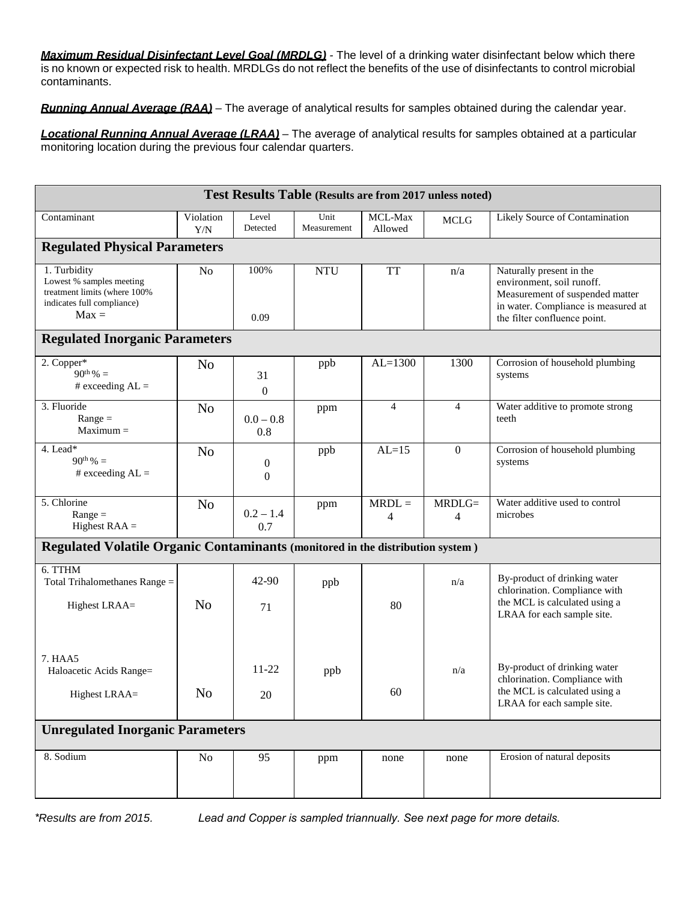***Maximum Residual Disinfectant Level Goal (MRDLG)*** - The level of a drinking water disinfectant below which there is no known or expected risk to health. MRDLGs do not reflect the benefits of the use of disinfectants to control microbial contaminants.

***Running Annual Average (RAA)*** – The average of analytical results for samples obtained during the calendar year.

***Locational Running Annual Average (LRAA)*** – The average of analytical results for samples obtained at a particular monitoring location during the previous four calendar quarters.

**Test Results Table (Results are from 2017 unless noted)**

| Contaminant | Violation Y/N | Level Detected | Unit Measurement | MCL-Max Allowed | MCLG | Likely Source of Contamination |
|---|---|---|---|---|---|---|
| **Regulated Physical Parameters** | | | | | | |
| 1. Turbidity<br>Lowest % samples meeting treatment limits (where 100% indicates full compliance)<br>Max = | No | 100%<br><br>0.09 | NTU | TT | n/a | Naturally present in the environment, soil runoff. Measurement of suspended matter in water. Compliance is measured at the filter confluence point. |
| **Regulated Inorganic Parameters** | | | | | | |
| 2. Copper*<br>90th % =<br># exceeding AL = | No | 31<br>0 | ppb | AL=1300 | 1300 | Corrosion of household plumbing systems |
| 3. Fluoride<br>Range =<br>Maximum = | No | 0.0 – 0.8<br>0.8 | ppm | 4 | 4 | Water additive to promote strong teeth |
| 4. Lead*<br>90th % =<br># exceeding AL = | No | 0<br>0 | ppb | AL=15 | 0 | Corrosion of household plumbing systems |
| 5. Chlorine<br>Range =<br>Highest RAA = | No | 0.2 – 1.4<br>0.7 | ppm | MRDL = 4 | MRDLG= 4 | Water additive used to control microbes |
| **Regulated Volatile Organic Contaminants (monitored in the distribution system )** | | | | | | |
| 6. TTHM<br>Total Trihalomethanes Range =<br>Highest LRAA= | No | 42-90<br>71 | ppb | 80 | n/a | By-product of drinking water chlorination. Compliance with the MCL is calculated using a LRAA for each sample site. |
| 7. HAA5<br>Haloacetic Acids Range=<br>Highest LRAA= | No | 11-22<br>20 | ppb | 60 | n/a | By-product of drinking water chlorination. Compliance with the MCL is calculated using a LRAA for each sample site. |
| **Unregulated Inorganic Parameters** | | | | | | |
| 8. Sodium | No | 95 | ppm | none | none | Erosion of natural deposits |

*\*Results are from 2015. Lead and Copper is sampled triannually. See next page for more details.*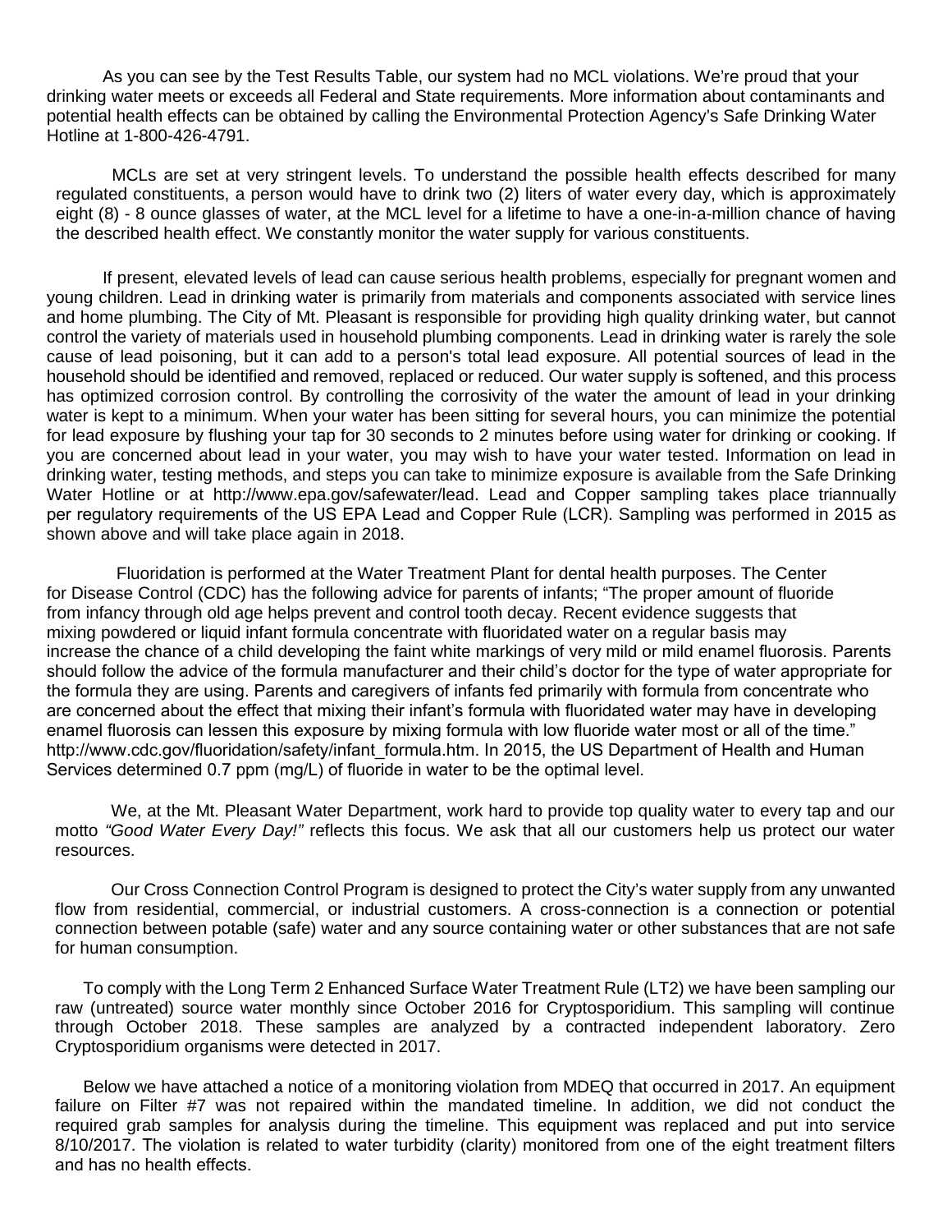As you can see by the Test Results Table, our system had no MCL violations. We're proud that your drinking water meets or exceeds all Federal and State requirements. More information about contaminants and potential health effects can be obtained by calling the Environmental Protection Agency's Safe Drinking Water Hotline at 1-800-426-4791.

MCLs are set at very stringent levels. To understand the possible health effects described for many regulated constituents, a person would have to drink two (2) liters of water every day, which is approximately eight (8) - 8 ounce glasses of water, at the MCL level for a lifetime to have a one-in-a-million chance of having the described health effect. We constantly monitor the water supply for various constituents.

If present, elevated levels of lead can cause serious health problems, especially for pregnant women and young children. Lead in drinking water is primarily from materials and components associated with service lines and home plumbing. The City of Mt. Pleasant is responsible for providing high quality drinking water, but cannot control the variety of materials used in household plumbing components. Lead in drinking water is rarely the sole cause of lead poisoning, but it can add to a person's total lead exposure. All potential sources of lead in the household should be identified and removed, replaced or reduced. Our water supply is softened, and this process has optimized corrosion control. By controlling the corrosivity of the water the amount of lead in your drinking water is kept to a minimum. When your water has been sitting for several hours, you can minimize the potential for lead exposure by flushing your tap for 30 seconds to 2 minutes before using water for drinking or cooking. If you are concerned about lead in your water, you may wish to have your water tested. Information on lead in drinking water, testing methods, and steps you can take to minimize exposure is available from the Safe Drinking Water Hotline or at http://www.epa.gov/safewater/lead. Lead and Copper sampling takes place triannually per regulatory requirements of the US EPA Lead and Copper Rule (LCR). Sampling was performed in 2015 as shown above and will take place again in 2018.

Fluoridation is performed at the Water Treatment Plant for dental health purposes. The Center for Disease Control (CDC) has the following advice for parents of infants; "The proper amount of fluoride from infancy through old age helps prevent and control tooth decay. Recent evidence suggests that mixing powdered or liquid infant formula concentrate with fluoridated water on a regular basis may increase the chance of a child developing the faint white markings of very mild or mild enamel fluorosis. Parents should follow the advice of the formula manufacturer and their child's doctor for the type of water appropriate for the formula they are using. Parents and caregivers of infants fed primarily with formula from concentrate who are concerned about the effect that mixing their infant's formula with fluoridated water may have in developing enamel fluorosis can lessen this exposure by mixing formula with low fluoride water most or all of the time." http://www.cdc.gov/fluoridation/safety/infant_formula.htm. In 2015, the US Department of Health and Human Services determined 0.7 ppm (mg/L) of fluoride in water to be the optimal level.

We, at the Mt. Pleasant Water Department, work hard to provide top quality water to every tap and our motto *"Good Water Every Day!"* reflects this focus. We ask that all our customers help us protect our water resources.

Our Cross Connection Control Program is designed to protect the City's water supply from any unwanted flow from residential, commercial, or industrial customers. A cross-connection is a connection or potential connection between potable (safe) water and any source containing water or other substances that are not safe for human consumption.

To comply with the Long Term 2 Enhanced Surface Water Treatment Rule (LT2) we have been sampling our raw (untreated) source water monthly since October 2016 for Cryptosporidium. This sampling will continue through October 2018. These samples are analyzed by a contracted independent laboratory. Zero Cryptosporidium organisms were detected in 2017.

Below we have attached a notice of a monitoring violation from MDEQ that occurred in 2017. An equipment failure on Filter #7 was not repaired within the mandated timeline. In addition, we did not conduct the required grab samples for analysis during the timeline. This equipment was replaced and put into service 8/10/2017. The violation is related to water turbidity (clarity) monitored from one of the eight treatment filters and has no health effects.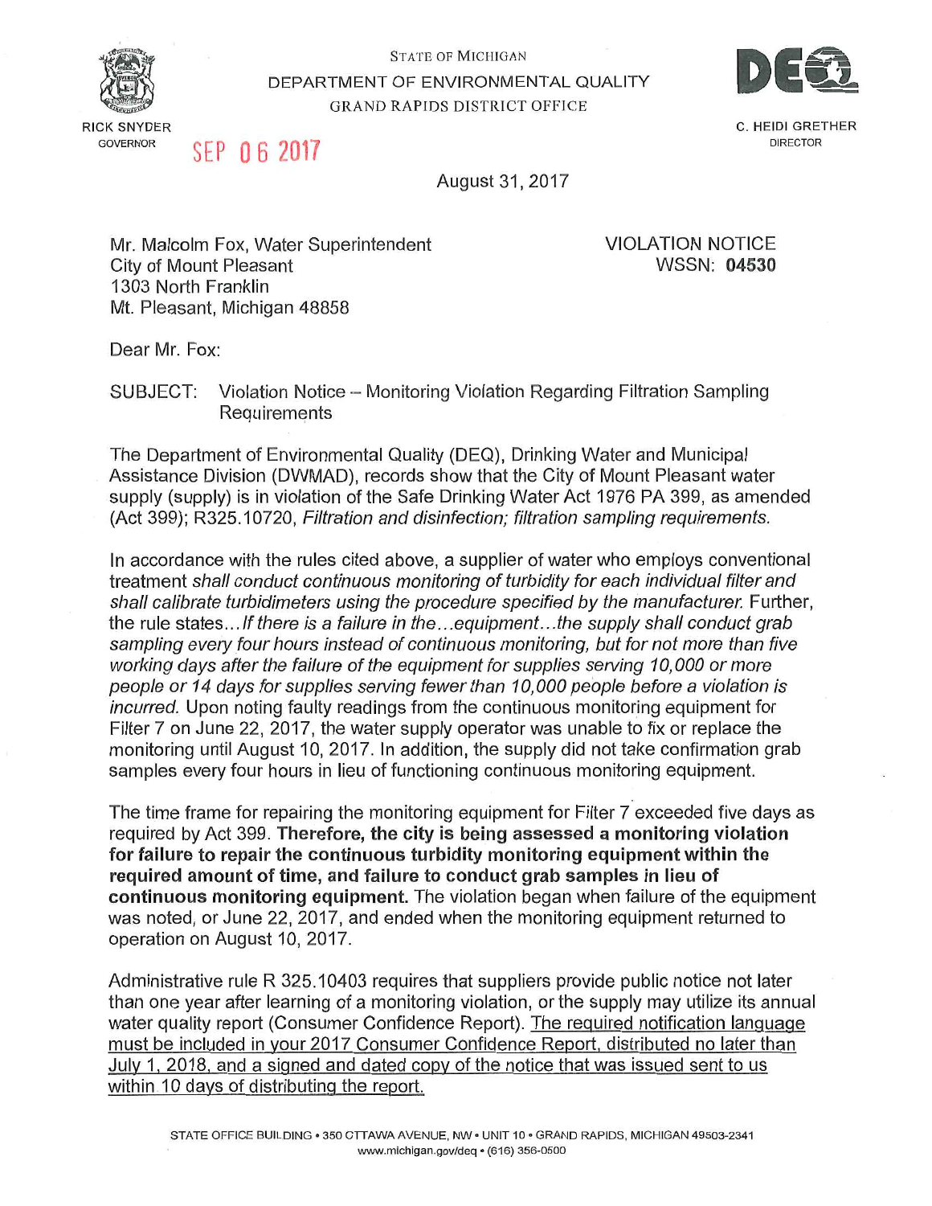STATE OF MICHIGAN
DEPARTMENT OF ENVIRONMENTAL QUALITY
GRAND RAPIDS DISTRICT OFFICE

RICK SNYDER
GOVERNOR

C. HEIDI GRETHER
DIRECTOR

SEP 06 2017

August 31, 2017

Mr. Malcolm Fox, Water Superintendent
City of Mount Pleasant
1303 North Franklin
Mt. Pleasant, Michigan 48858

VIOLATION NOTICE
WSSN: **04530**

Dear Mr. Fox:

SUBJECT: Violation Notice – Monitoring Violation Regarding Filtration Sampling Requirements

The Department of Environmental Quality (DEQ), Drinking Water and Municipal Assistance Division (DWMAD), records show that the City of Mount Pleasant water supply (supply) is in violation of the Safe Drinking Water Act 1976 PA 399, as amended (Act 399); R325.10720, *Filtration and disinfection; filtration sampling requirements.*

In accordance with the rules cited above, a supplier of water who employs conventional treatment *shall conduct continuous monitoring of turbidity for each individual filter and shall calibrate turbidimeters using the procedure specified by the manufacturer.* Further, the rule states... *If there is a failure in the...equipment...the supply shall conduct grab sampling every four hours instead of continuous monitoring, but for not more than five working days after the failure of the equipment for supplies serving 10,000 or more people or 14 days for supplies serving fewer than 10,000 people before a violation is incurred.* Upon noting faulty readings from the continuous monitoring equipment for Filter 7 on June 22, 2017, the water supply operator was unable to fix or replace the monitoring until August 10, 2017. In addition, the supply did not take confirmation grab samples every four hours in lieu of functioning continuous monitoring equipment.

The time frame for repairing the monitoring equipment for Filter 7 exceeded five days as required by Act 399. **Therefore, the city is being assessed a monitoring violation for failure to repair the continuous turbidity monitoring equipment within the required amount of time, and failure to conduct grab samples in lieu of continuous monitoring equipment.** The violation began when failure of the equipment was noted, or June 22, 2017, and ended when the monitoring equipment returned to operation on August 10, 2017.

Administrative rule R 325.10403 requires that suppliers provide public notice not later than one year after learning of a monitoring violation, or the supply may utilize its annual water quality report (Consumer Confidence Report). <u>The required notification language must be included in your 2017 Consumer Confidence Report, distributed no later than July 1, 2018, and a signed and dated copy of the notice that was issued sent to us within 10 days of distributing the report.</u>

STATE OFFICE BUILDING • 350 OTTAWA AVENUE, NW • UNIT 10 • GRAND RAPIDS, MICHIGAN 49503-2341
www.michigan.gov/deq • (616) 356-0500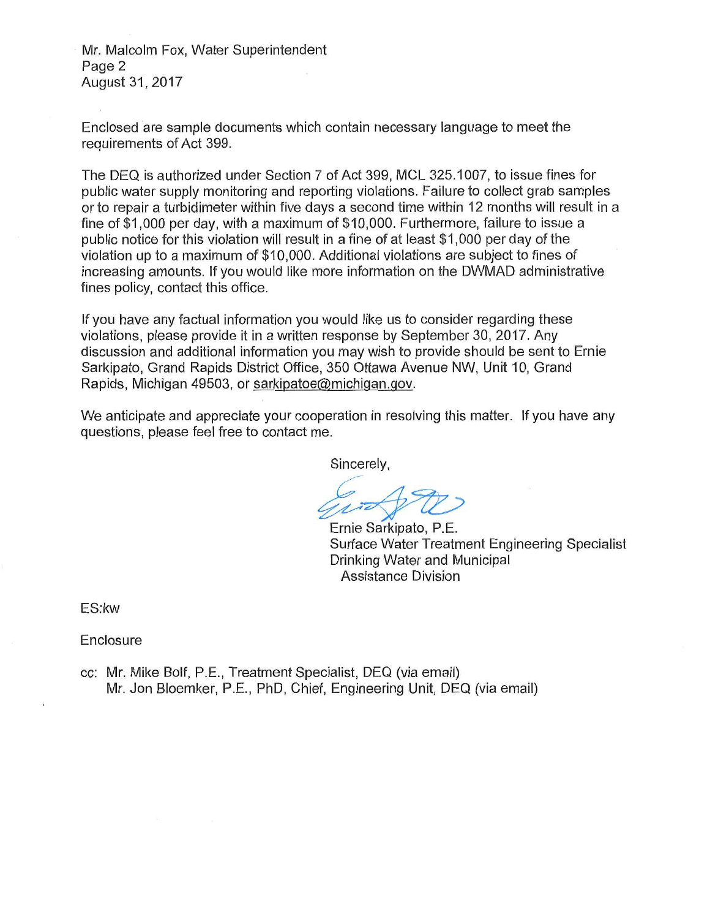Mr. Malcolm Fox, Water Superintendent
Page 2
August 31, 2017

Enclosed are sample documents which contain necessary language to meet the requirements of Act 399.

The DEQ is authorized under Section 7 of Act 399, MCL 325.1007, to issue fines for public water supply monitoring and reporting violations. Failure to collect grab samples or to repair a turbidimeter within five days a second time within 12 months will result in a fine of $1,000 per day, with a maximum of $10,000. Furthermore, failure to issue a public notice for this violation will result in a fine of at least $1,000 per day of the violation up to a maximum of $10,000. Additional violations are subject to fines of increasing amounts. If you would like more information on the DWMAD administrative fines policy, contact this office.

If you have any factual information you would like us to consider regarding these violations, please provide it in a written response by September 30, 2017. Any discussion and additional information you may wish to provide should be sent to Ernie Sarkipato, Grand Rapids District Office, 350 Ottawa Avenue NW, Unit 10, Grand Rapids, Michigan 49503, or sarkipatoe@michigan.gov.

We anticipate and appreciate your cooperation in resolving this matter. If you have any questions, please feel free to contact me.

Sincerely,

Ernie Sarkipato, P.E.
Surface Water Treatment Engineering Specialist
Drinking Water and Municipal Assistance Division

ES:kw

Enclosure

cc: Mr. Mike Bolf, P.E., Treatment Specialist, DEQ (via email)
Mr. Jon Bloemker, P.E., PhD, Chief, Engineering Unit, DEQ (via email)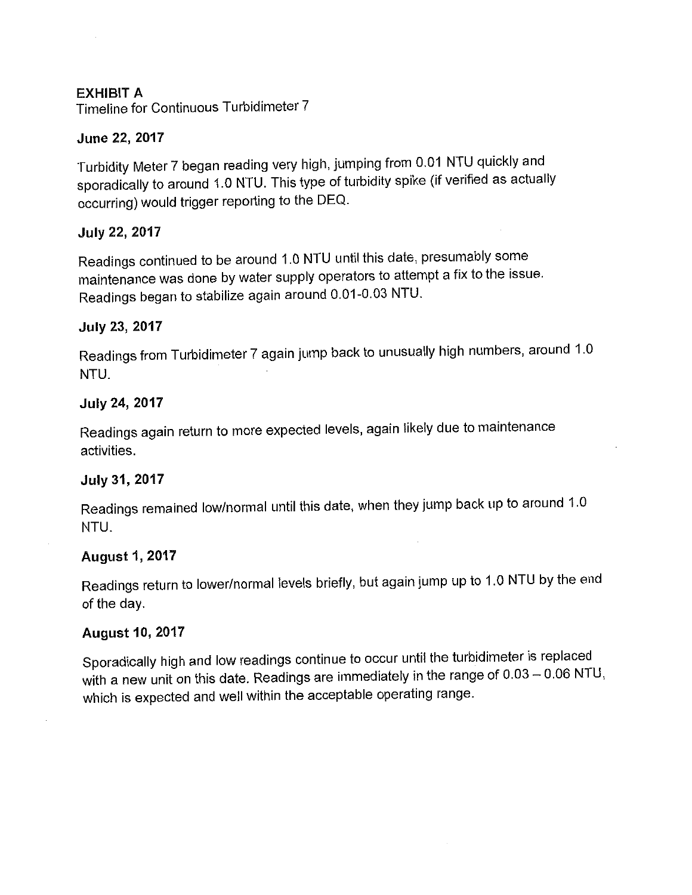**EXHIBIT A**
Timeline for Continuous Turbidimeter 7

**June 22, 2017**

Turbidity Meter 7 began reading very high, jumping from 0.01 NTU quickly and sporadically to around 1.0 NTU. This type of turbidity spike (if verified as actually occurring) would trigger reporting to the DEQ.

**July 22, 2017**

Readings continued to be around 1.0 NTU until this date, presumably some maintenance was done by water supply operators to attempt a fix to the issue. Readings began to stabilize again around 0.01-0.03 NTU.

**July 23, 2017**

Readings from Turbidimeter 7 again jump back to unusually high numbers, around 1.0 NTU.

**July 24, 2017**

Readings again return to more expected levels, again likely due to maintenance activities.

**July 31, 2017**

Readings remained low/normal until this date, when they jump back up to around 1.0 NTU.

**August 1, 2017**

Readings return to lower/normal levels briefly, but again jump up to 1.0 NTU by the end of the day.

**August 10, 2017**

Sporadically high and low readings continue to occur until the turbidimeter is replaced with a new unit on this date. Readings are immediately in the range of 0.03 – 0.06 NTU, which is expected and well within the acceptable operating range.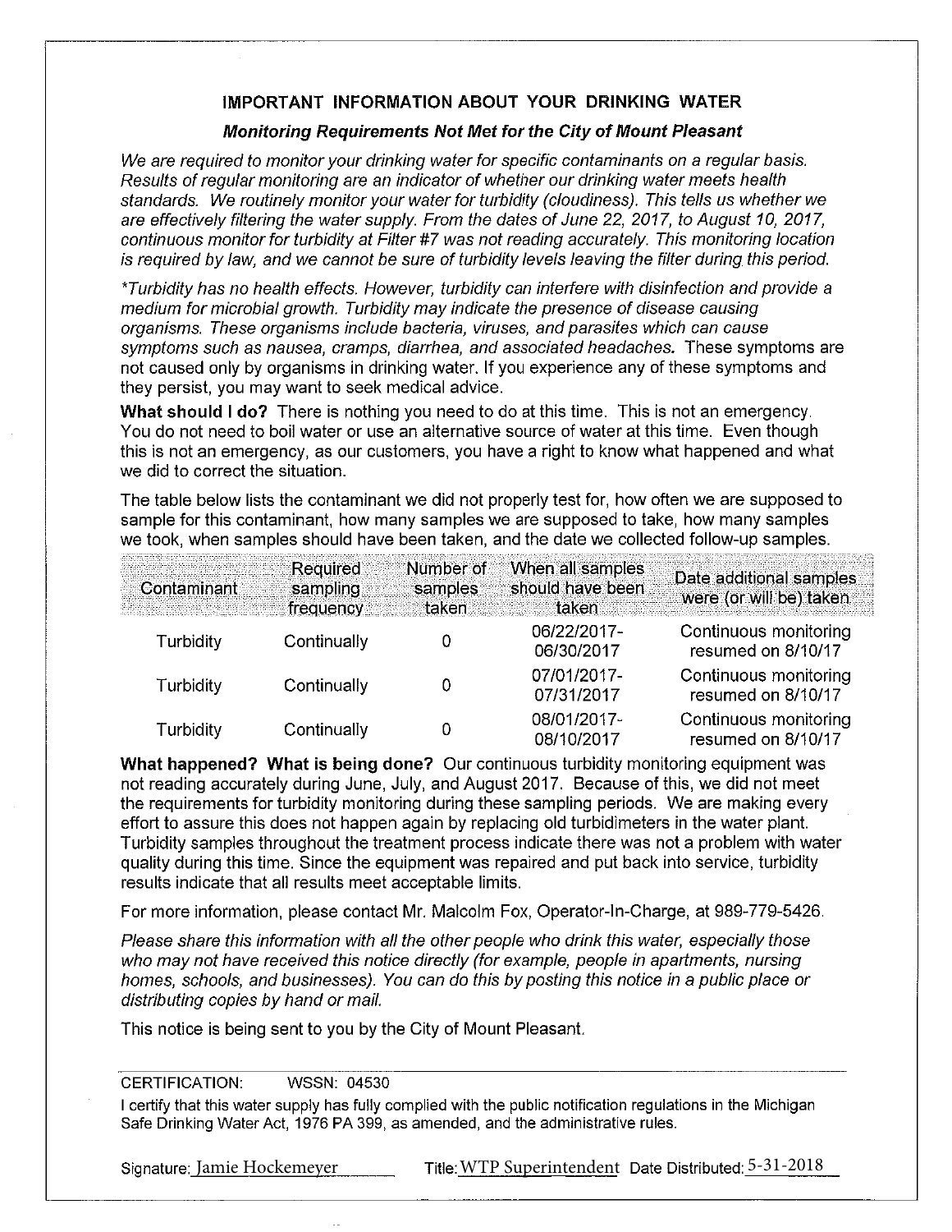## IMPORTANT INFORMATION ABOUT YOUR DRINKING WATER

### *Monitoring Requirements Not Met for the City of Mount Pleasant*

*We are required to monitor your drinking water for specific contaminants on a regular basis. Results of regular monitoring are an indicator of whether our drinking water meets health standards. We routinely monitor your water for turbidity (cloudiness). This tells us whether we are effectively filtering the water supply. From the dates of June 22, 2017, to August 10, 2017, continuous monitor for turbidity at Filter #7 was not reading accurately. This monitoring location is required by law, and we cannot be sure of turbidity levels leaving the filter during this period.*

*\*Turbidity has no health effects. However, turbidity can interfere with disinfection and provide a medium for microbial growth. Turbidity may indicate the presence of disease causing organisms. These organisms include bacteria, viruses, and parasites which can cause symptoms such as nausea, cramps, diarrhea, and associated headaches.* These symptoms are not caused only by organisms in drinking water. If you experience any of these symptoms and they persist, you may want to seek medical advice.

**What should I do?** There is nothing you need to do at this time. This is not an emergency. You do not need to boil water or use an alternative source of water at this time. Even though this is not an emergency, as our customers, you have a right to know what happened and what we did to correct the situation.

The table below lists the contaminant we did not properly test for, how often we are supposed to sample for this contaminant, how many samples we are supposed to take, how many samples we took, when samples should have been taken, and the date we collected follow-up samples.

| Contaminant | Required sampling frequency | Number of samples taken | When all samples should have been taken | Date additional samples were (or will be) taken |
|---|---|---|---|---|
| Turbidity | Continually | 0 | 06/22/2017-06/30/2017 | Continuous monitoring resumed on 8/10/17 |
| Turbidity | Continually | 0 | 07/01/2017-07/31/2017 | Continuous monitoring resumed on 8/10/17 |
| Turbidity | Continually | 0 | 08/01/2017-08/10/2017 | Continuous monitoring resumed on 8/10/17 |

**What happened? What is being done?** Our continuous turbidity monitoring equipment was not reading accurately during June, July, and August 2017. Because of this, we did not meet the requirements for turbidity monitoring during these sampling periods. We are making every effort to assure this does not happen again by replacing old turbidimeters in the water plant. Turbidity samples throughout the treatment process indicate there was not a problem with water quality during this time. Since the equipment was repaired and put back into service, turbidity results indicate that all results meet acceptable limits.

For more information, please contact Mr. Malcolm Fox, Operator-In-Charge, at 989-779-5426.

*Please share this information with all the other people who drink this water, especially those who may not have received this notice directly (for example, people in apartments, nursing homes, schools, and businesses). You can do this by posting this notice in a public place or distributing copies by hand or mail.*

This notice is being sent to you by the City of Mount Pleasant.

CERTIFICATION: WSSN: 04530

I certify that this water supply has fully complied with the public notification regulations in the Michigan Safe Drinking Water Act, 1976 PA 399, as amended, and the administrative rules.

Signature: Jamie Hockemeyer Title: WTP Superintendent Date Distributed: 5-31-2018